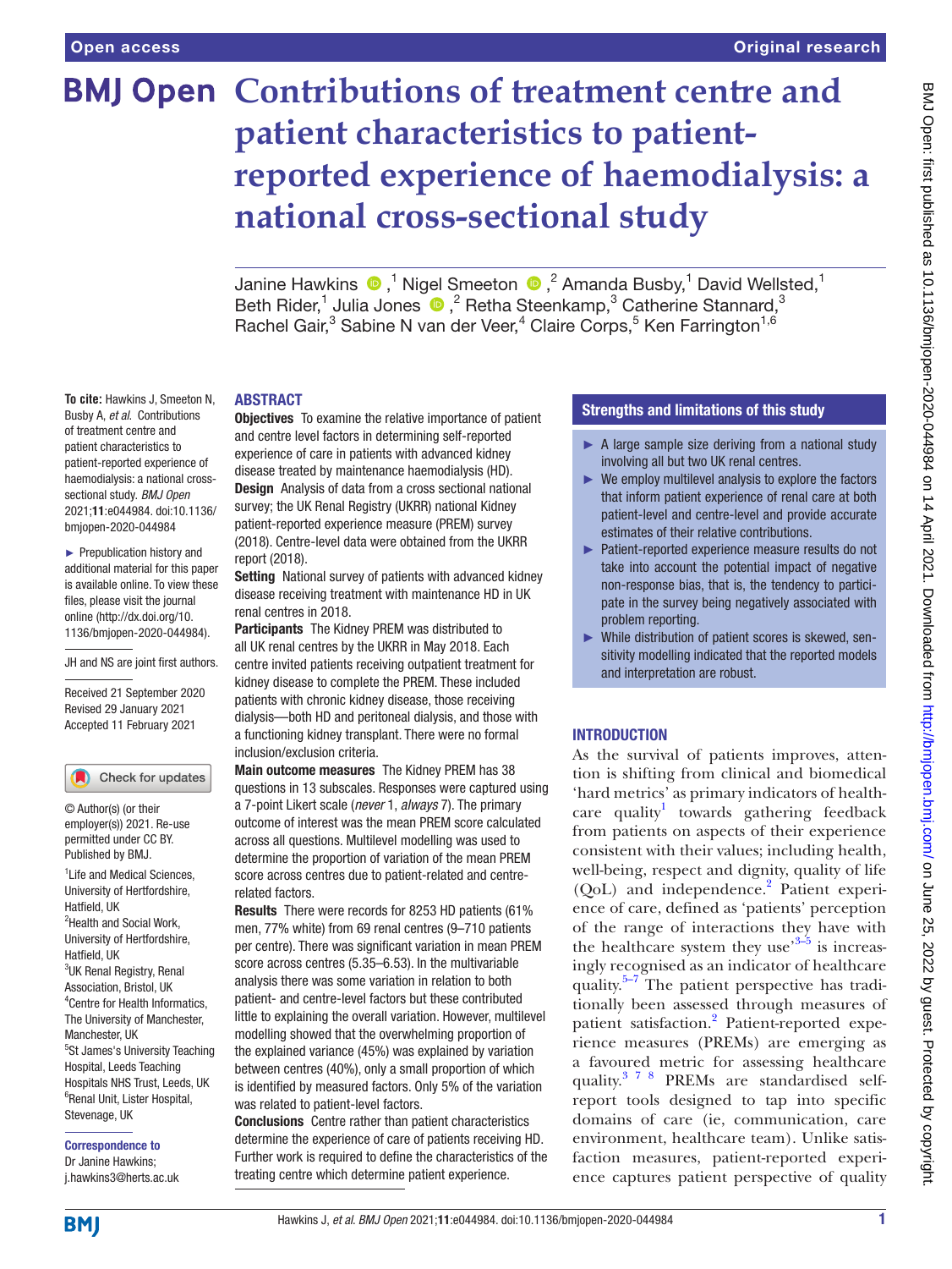# Contributions of treatment centre and patient characteristics to patient-reported experience of haemodialysis: a national cross-sectional study

Janine Hawkins ,[1] Nigel Smeeton ,[2] Amanda Busby,[1] David Wellsted,[1] Beth Rider,[1] Julia Jones ,[2] Retha Steenkamp,[3] Catherine Stannard,[3] Rachel Gair,[3] Sabine N van der Veer,[4] Claire Corps,[5] Ken Farrington[1,6]

**To cite:** Hawkins J, Smeeton N, Busby A, *et al*. Contributions of treatment centre and patient characteristics to patient-reported experience of haemodialysis: a national cross-sectional study. *BMJ Open* 2021;**11**:e044984. doi:10.1136/bmjopen-2020-044984

► Prepublication history and additional material for this paper is available online. To view these files, please visit the journal online (http://dx.doi.org/10.1136/bmjopen-2020-044984).

JH and NS are joint first authors.

Received 21 September 2020
Revised 29 January 2021
Accepted 11 February 2021

© Author(s) (or their employer(s)) 2021. Re-use permitted under CC BY. Published by BMJ.

[1]Life and Medical Sciences, University of Hertfordshire, Hatfield, UK
[2]Health and Social Work, University of Hertfordshire, Hatfield, UK
[3]UK Renal Registry, Renal Association, Bristol, UK
[4]Centre for Health Informatics, The University of Manchester, Manchester, UK
[5]St James's University Teaching Hospital, Leeds Teaching Hospitals NHS Trust, Leeds, UK
[6]Renal Unit, Lister Hospital, Stevenage, UK

**Correspondence to**
Dr Janine Hawkins;
j.hawkins3@herts.ac.uk

## ABSTRACT

**Objectives** To examine the relative importance of patient and centre level factors in determining self-reported experience of care in patients with advanced kidney disease treated by maintenance haemodialysis (HD).

**Design** Analysis of data from a cross sectional national survey; the UK Renal Registry (UKRR) national Kidney patient-reported experience measure (PREM) survey (2018). Centre-level data were obtained from the UKRR report (2018).

**Setting** National survey of patients with advanced kidney disease receiving treatment with maintenance HD in UK renal centres in 2018.

**Participants** The Kidney PREM was distributed to all UK renal centres by the UKRR in May 2018. Each centre invited patients receiving outpatient treatment for kidney disease to complete the PREM. These included patients with chronic kidney disease, those receiving dialysis—both HD and peritoneal dialysis, and those with a functioning kidney transplant. There were no formal inclusion/exclusion criteria.

**Main outcome measures** The Kidney PREM has 38 questions in 13 subscales. Responses were captured using a 7-point Likert scale (*never* 1, *always* 7). The primary outcome of interest was the mean PREM score calculated across all questions. Multilevel modelling was used to determine the proportion of variation of the mean PREM score across centres due to patient-related and centre-related factors.

**Results** There were records for 8253 HD patients (61% men, 77% white) from 69 renal centres (9–710 patients per centre). There was significant variation in mean PREM score across centres (5.35–6.53). In the multivariable analysis there was some variation in relation to both patient- and centre-level factors but these contributed little to explaining the overall variation. However, multilevel modelling showed that the overwhelming proportion of the explained variance (45%) was explained by variation between centres (40%), only a small proportion of which is identified by measured factors. Only 5% of the variation was related to patient-level factors.

**Conclusions** Centre rather than patient characteristics determine the experience of care of patients receiving HD. Further work is required to define the characteristics of the treating centre which determine patient experience.

## Strengths and limitations of this study

- ► A large sample size deriving from a national study involving all but two UK renal centres.
- ► We employ multilevel analysis to explore the factors that inform patient experience of renal care at both patient-level and centre-level and provide accurate estimates of their relative contributions.
- ► Patient-reported experience measure results do not take into account the potential impact of negative non-response bias, that is, the tendency to participate in the survey being negatively associated with problem reporting.
- ► While distribution of patient scores is skewed, sensitivity modelling indicated that the reported models and interpretation are robust.

## INTRODUCTION

As the survival of patients improves, attention is shifting from clinical and biomedical 'hard metrics' as primary indicators of healthcare quality[1] towards gathering feedback from patients on aspects of their experience consistent with their values; including health, well-being, respect and dignity, quality of life (QoL) and independence.[2] Patient experience of care, defined as 'patients' perception of the range of interactions they have with the healthcare system they use'[3–5] is increasingly recognised as an indicator of healthcare quality.[5–7] The patient perspective has traditionally been assessed through measures of patient satisfaction.[2] Patient-reported experience measures (PREMs) are emerging as a favoured metric for assessing healthcare quality.[3 7 8] PREMs are standardised self-report tools designed to tap into specific domains of care (ie, communication, care environment, healthcare team). Unlike satisfaction measures, patient-reported experience captures patient perspective of quality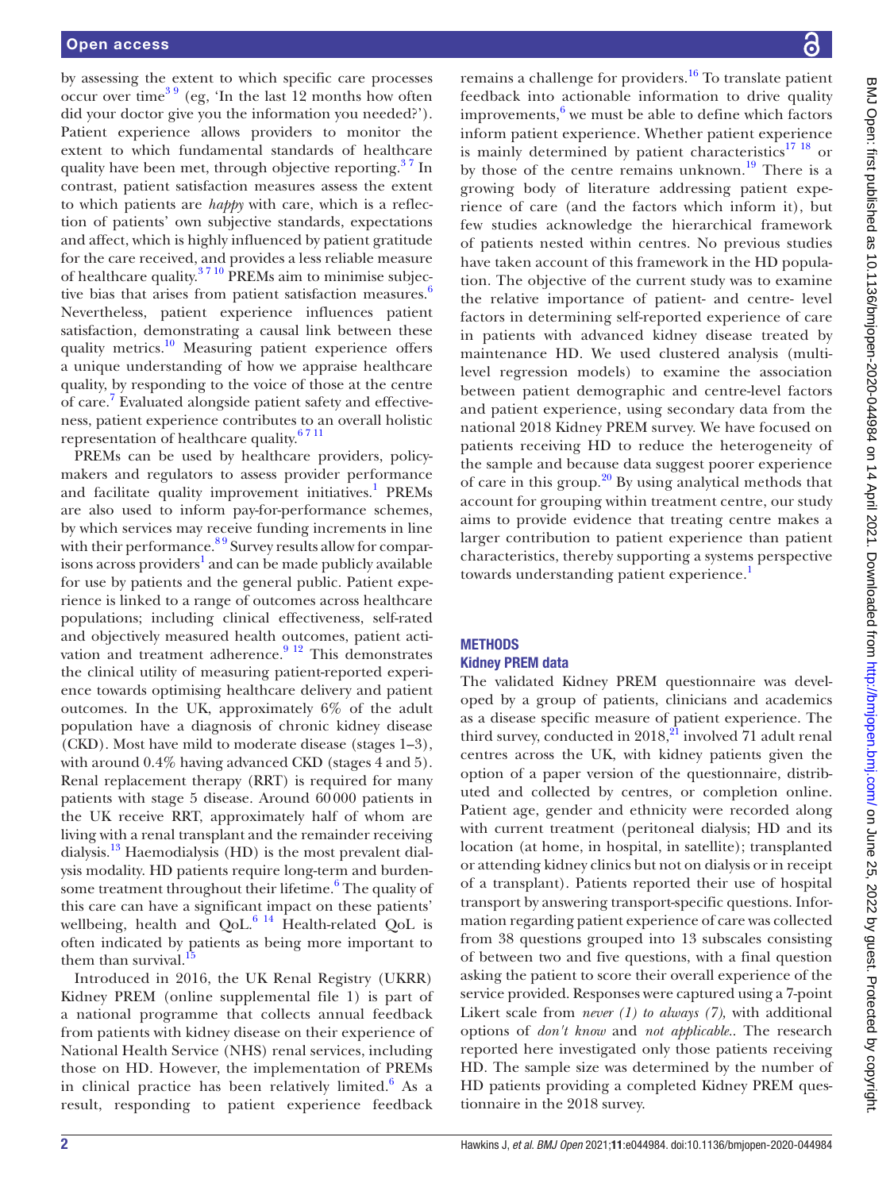by assessing the extent to which specific care processes occur over time[3 9] (eg, 'In the last 12 months how often did your doctor give you the information you needed?'). Patient experience allows providers to monitor the extent to which fundamental standards of healthcare quality have been met, through objective reporting.[3 7] In contrast, patient satisfaction measures assess the extent to which patients are *happy* with care, which is a reflection of patients' own subjective standards, expectations and affect, which is highly influenced by patient gratitude for the care received, and provides a less reliable measure of healthcare quality.[3 7 10] PREMs aim to minimise subjective bias that arises from patient satisfaction measures.[6] Nevertheless, patient experience influences patient satisfaction, demonstrating a causal link between these quality metrics.[10] Measuring patient experience offers a unique understanding of how we appraise healthcare quality, by responding to the voice of those at the centre of care.[7] Evaluated alongside patient safety and effectiveness, patient experience contributes to an overall holistic representation of healthcare quality.[6 7 11]

PREMs can be used by healthcare providers, policymakers and regulators to assess provider performance and facilitate quality improvement initiatives.[1] PREMs are also used to inform pay-for-performance schemes, by which services may receive funding increments in line with their performance.[8 9] Survey results allow for comparisons across providers[1] and can be made publicly available for use by patients and the general public. Patient experience is linked to a range of outcomes across healthcare populations; including clinical effectiveness, self-rated and objectively measured health outcomes, patient activation and treatment adherence.[9 12] This demonstrates the clinical utility of measuring patient-reported experience towards optimising healthcare delivery and patient outcomes. In the UK, approximately 6% of the adult population have a diagnosis of chronic kidney disease (CKD). Most have mild to moderate disease (stages 1–3), with around 0.4% having advanced CKD (stages 4 and 5). Renal replacement therapy (RRT) is required for many patients with stage 5 disease. Around 60 000 patients in the UK receive RRT, approximately half of whom are living with a renal transplant and the remainder receiving dialysis.[13] Haemodialysis (HD) is the most prevalent dialysis modality. HD patients require long-term and burdensome treatment throughout their lifetime.[6] The quality of this care can have a significant impact on these patients' wellbeing, health and QoL.[6 14] Health-related QoL is often indicated by patients as being more important to them than survival.[15]

Introduced in 2016, the UK Renal Registry (UKRR) Kidney PREM (online supplemental file 1) is part of a national programme that collects annual feedback from patients with kidney disease on their experience of National Health Service (NHS) renal services, including those on HD. However, the implementation of PREMs in clinical practice has been relatively limited.[6] As a result, responding to patient experience feedback remains a challenge for providers.[16] To translate patient feedback into actionable information to drive quality improvements,[6] we must be able to define which factors inform patient experience. Whether patient experience is mainly determined by patient characteristics[17 18] or by those of the centre remains unknown.[19] There is a growing body of literature addressing patient experience of care (and the factors which inform it), but few studies acknowledge the hierarchical framework of patients nested within centres. No previous studies have taken account of this framework in the HD population. The objective of the current study was to examine the relative importance of patient- and centre- level factors in determining self-reported experience of care in patients with advanced kidney disease treated by maintenance HD. We used clustered analysis (multilevel regression models) to examine the association between patient demographic and centre-level factors and patient experience, using secondary data from the national 2018 Kidney PREM survey. We have focused on patients receiving HD to reduce the heterogeneity of the sample and because data suggest poorer experience of care in this group.[20] By using analytical methods that account for grouping within treatment centre, our study aims to provide evidence that treating centre makes a larger contribution to patient experience than patient characteristics, thereby supporting a systems perspective towards understanding patient experience.[1]

## METHODS

### Kidney PREM data

The validated Kidney PREM questionnaire was developed by a group of patients, clinicians and academics as a disease specific measure of patient experience. The third survey, conducted in 2018,[21] involved 71 adult renal centres across the UK, with kidney patients given the option of a paper version of the questionnaire, distributed and collected by centres, or completion online. Patient age, gender and ethnicity were recorded along with current treatment (peritoneal dialysis; HD and its location (at home, in hospital, in satellite); transplanted or attending kidney clinics but not on dialysis or in receipt of a transplant). Patients reported their use of hospital transport by answering transport-specific questions. Information regarding patient experience of care was collected from 38 questions grouped into 13 subscales consisting of between two and five questions, with a final question asking the patient to score their overall experience of the service provided. Responses were captured using a 7-point Likert scale from *never (1) to always (7),* with additional options of *don't know* and *not applicable.*. The research reported here investigated only those patients receiving HD. The sample size was determined by the number of HD patients providing a completed Kidney PREM questionnaire in the 2018 survey.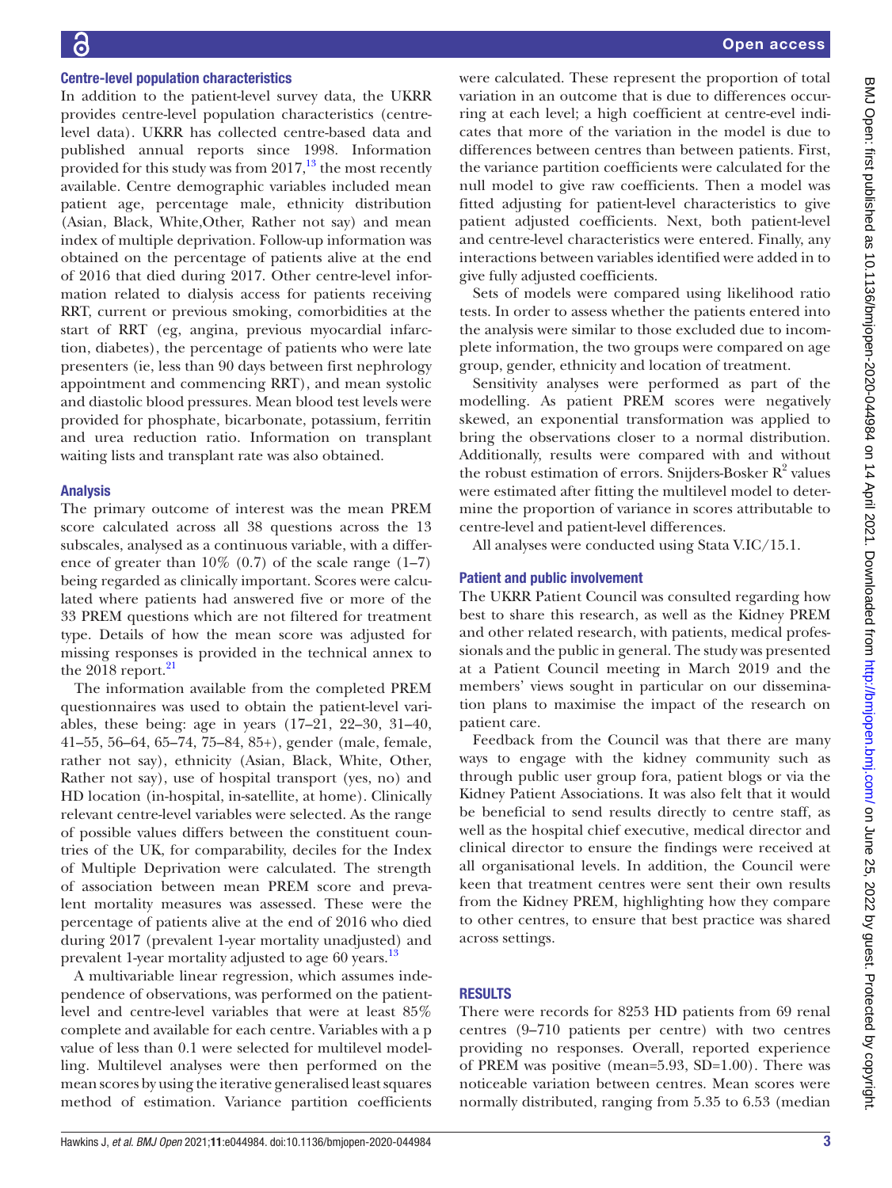### Centre-level population characteristics

In addition to the patient-level survey data, the UKRR provides centre-level population characteristics (centre-level data). UKRR has collected centre-based data and published annual reports since 1998. Information provided for this study was from 2017,[13] the most recently available. Centre demographic variables included mean patient age, percentage male, ethnicity distribution (Asian, Black, White,Other, Rather not say) and mean index of multiple deprivation. Follow-up information was obtained on the percentage of patients alive at the end of 2016 that died during 2017. Other centre-level information related to dialysis access for patients receiving RRT, current or previous smoking, comorbidities at the start of RRT (eg, angina, previous myocardial infarction, diabetes), the percentage of patients who were late presenters (ie, less than 90 days between first nephrology appointment and commencing RRT), and mean systolic and diastolic blood pressures. Mean blood test levels were provided for phosphate, bicarbonate, potassium, ferritin and urea reduction ratio. Information on transplant waiting lists and transplant rate was also obtained.

### Analysis

The primary outcome of interest was the mean PREM score calculated across all 38 questions across the 13 subscales, analysed as a continuous variable, with a difference of greater than 10% (0.7) of the scale range (1–7) being regarded as clinically important. Scores were calculated where patients had answered five or more of the 33 PREM questions which are not filtered for treatment type. Details of how the mean score was adjusted for missing responses is provided in the technical annex to the 2018 report.[21]

The information available from the completed PREM questionnaires was used to obtain the patient-level variables, these being: age in years (17–21, 22–30, 31–40, 41–55, 56–64, 65–74, 75–84, 85+), gender (male, female, rather not say), ethnicity (Asian, Black, White, Other, Rather not say), use of hospital transport (yes, no) and HD location (in-hospital, in-satellite, at home). Clinically relevant centre-level variables were selected. As the range of possible values differs between the constituent countries of the UK, for comparability, deciles for the Index of Multiple Deprivation were calculated. The strength of association between mean PREM score and prevalent mortality measures was assessed. These were the percentage of patients alive at the end of 2016 who died during 2017 (prevalent 1-year mortality unadjusted) and prevalent 1-year mortality adjusted to age 60 years.[13]

A multivariable linear regression, which assumes independence of observations, was performed on the patient-level and centre-level variables that were at least 85% complete and available for each centre. Variables with a p value of less than 0.1 were selected for multilevel modelling. Multilevel analyses were then performed on the mean scores by using the iterative generalised least squares method of estimation. Variance partition coefficients were calculated. These represent the proportion of total variation in an outcome that is due to differences occurring at each level; a high coefficient at centre-evel indicates that more of the variation in the model is due to differences between centres than between patients. First, the variance partition coefficients were calculated for the null model to give raw coefficients. Then a model was fitted adjusting for patient-level characteristics to give patient adjusted coefficients. Next, both patient-level and centre-level characteristics were entered. Finally, any interactions between variables identified were added in to give fully adjusted coefficients.

Sets of models were compared using likelihood ratio tests. In order to assess whether the patients entered into the analysis were similar to those excluded due to incomplete information, the two groups were compared on age group, gender, ethnicity and location of treatment.

Sensitivity analyses were performed as part of the modelling. As patient PREM scores were negatively skewed, an exponential transformation was applied to bring the observations closer to a normal distribution. Additionally, results were compared with and without the robust estimation of errors. Snijders-Bosker $R^2$ values were estimated after fitting the multilevel model to determine the proportion of variance in scores attributable to centre-level and patient-level differences.

All analyses were conducted using Stata V.IC/15.1.

### Patient and public involvement

The UKRR Patient Council was consulted regarding how best to share this research, as well as the Kidney PREM and other related research, with patients, medical professionals and the public in general. The study was presented at a Patient Council meeting in March 2019 and the members' views sought in particular on our dissemination plans to maximise the impact of the research on patient care.

Feedback from the Council was that there are many ways to engage with the kidney community such as through public user group fora, patient blogs or via the Kidney Patient Associations. It was also felt that it would be beneficial to send results directly to centre staff, as well as the hospital chief executive, medical director and clinical director to ensure the findings were received at all organisational levels. In addition, the Council were keen that treatment centres were sent their own results from the Kidney PREM, highlighting how they compare to other centres, to ensure that best practice was shared across settings.

## RESULTS

There were records for 8253 HD patients from 69 renal centres (9–710 patients per centre) with two centres providing no responses. Overall, reported experience of PREM was positive (mean=5.93, SD=1.00). There was noticeable variation between centres. Mean scores were normally distributed, ranging from 5.35 to 6.53 (median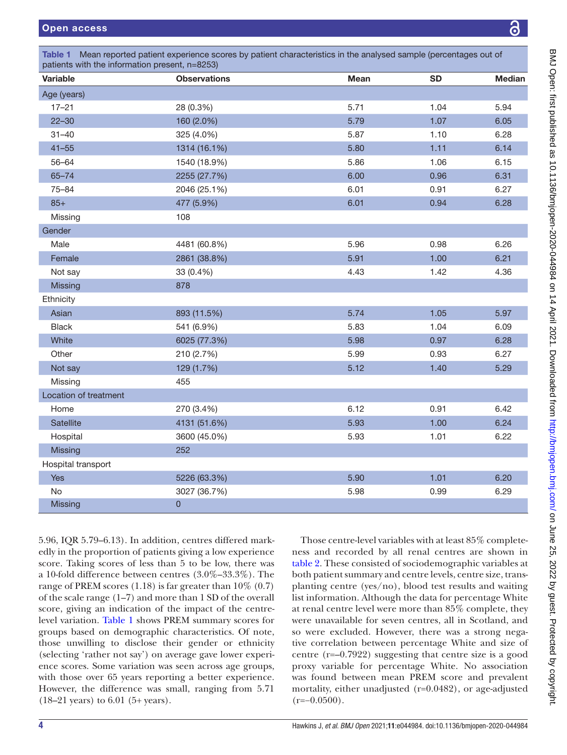**Table 1** Mean reported patient experience scores by patient characteristics in the analysed sample (percentages out of patients with the information present, n=8253)

| Variable | Observations | Mean | SD | Median |
|---|---|---|---|---|
| Age (years) | | | | |
| 17–21 | 28 (0.3%) | 5.71 | 1.04 | 5.94 |
| 22–30 | 160 (2.0%) | 5.79 | 1.07 | 6.05 |
| 31–40 | 325 (4.0%) | 5.87 | 1.10 | 6.28 |
| 41–55 | 1314 (16.1%) | 5.80 | 1.11 | 6.14 |
| 56–64 | 1540 (18.9%) | 5.86 | 1.06 | 6.15 |
| 65–74 | 2255 (27.7%) | 6.00 | 0.96 | 6.31 |
| 75–84 | 2046 (25.1%) | 6.01 | 0.91 | 6.27 |
| 85+ | 477 (5.9%) | 6.01 | 0.94 | 6.28 |
| Missing | 108 | | | |
| Gender | | | | |
| Male | 4481 (60.8%) | 5.96 | 0.98 | 6.26 |
| Female | 2861 (38.8%) | 5.91 | 1.00 | 6.21 |
| Not say | 33 (0.4%) | 4.43 | 1.42 | 4.36 |
| Missing | 878 | | | |
| Ethnicity | | | | |
| Asian | 893 (11.5%) | 5.74 | 1.05 | 5.97 |
| Black | 541 (6.9%) | 5.83 | 1.04 | 6.09 |
| White | 6025 (77.3%) | 5.98 | 0.97 | 6.28 |
| Other | 210 (2.7%) | 5.99 | 0.93 | 6.27 |
| Not say | 129 (1.7%) | 5.12 | 1.40 | 5.29 |
| Missing | 455 | | | |
| Location of treatment | | | | |
| Home | 270 (3.4%) | 6.12 | 0.91 | 6.42 |
| Satellite | 4131 (51.6%) | 5.93 | 1.00 | 6.24 |
| Hospital | 3600 (45.0%) | 5.93 | 1.01 | 6.22 |
| Missing | 252 | | | |
| Hospital transport | | | | |
| Yes | 5226 (63.3%) | 5.90 | 1.01 | 6.20 |
| No | 3027 (36.7%) | 5.98 | 0.99 | 6.29 |
| Missing | 0 | | | |

5.96, IQR 5.79–6.13). In addition, centres differed markedly in the proportion of patients giving a low experience score. Taking scores of less than 5 to be low, there was a 10-fold difference between centres (3.0%–33.3%). The range of PREM scores (1.18) is far greater than 10% (0.7) of the scale range (1–7) and more than 1 SD of the overall score, giving an indication of the impact of the centre-level variation. Table 1 shows PREM summary scores for groups based on demographic characteristics. Of note, those unwilling to disclose their gender or ethnicity (selecting 'rather not say') on average gave lower experience scores. Some variation was seen across age groups, with those over 65 years reporting a better experience. However, the difference was small, ranging from 5.71 (18–21 years) to 6.01 (5+ years).

Those centre-level variables with at least 85% completeness and recorded by all renal centres are shown in table 2. These consisted of sociodemographic variables at both patient summary and centre levels, centre size, transplanting centre (yes/no), blood test results and waiting list information. Although the data for percentage White at renal centre level were more than 85% complete, they were unavailable for seven centres, all in Scotland, and so were excluded. However, there was a strong negative correlation between percentage White and size of centre (r=−0.7922) suggesting that centre size is a good proxy variable for percentage White. No association was found between mean PREM score and prevalent mortality, either unadjusted (r=0.0482), or age-adjusted (r=−0.0500).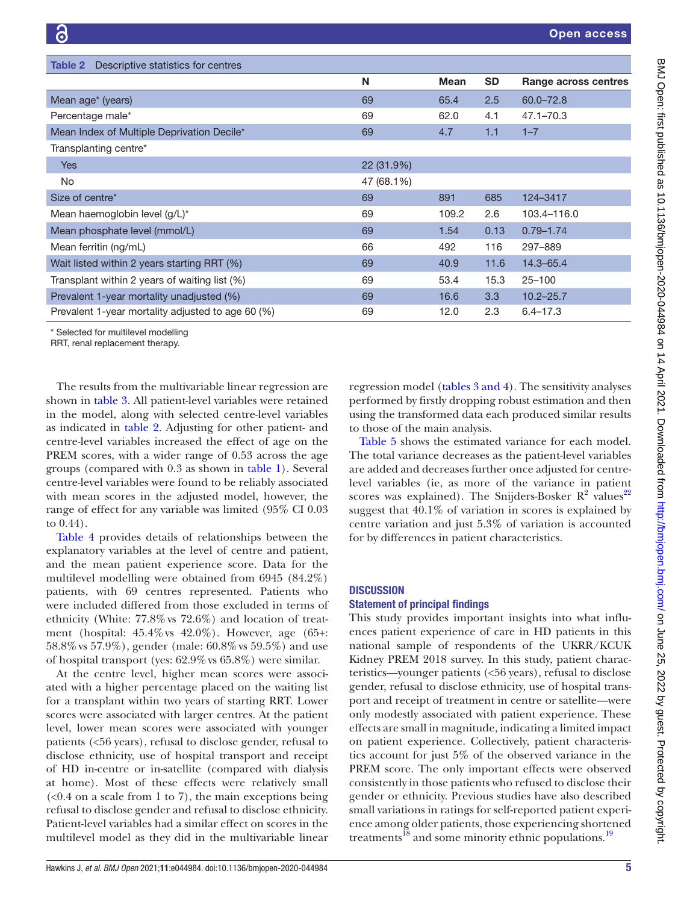**Table 2** Descriptive statistics for centres

| | N | Mean | SD | Range across centres |
|---|---|---|---|---|
| Mean age* (years) | 69 | 65.4 | 2.5 | 60.0–72.8 |
| Percentage male* | 69 | 62.0 | 4.1 | 47.1–70.3 |
| Mean Index of Multiple Deprivation Decile* | 69 | 4.7 | 1.1 | 1–7 |
| Transplanting centre* | | | | |
| Yes | 22 (31.9%) | | | |
| No | 47 (68.1%) | | | |
| Size of centre* | 69 | 891 | 685 | 124–3417 |
| Mean haemoglobin level (g/L)* | 69 | 109.2 | 2.6 | 103.4–116.0 |
| Mean phosphate level (mmol/L) | 69 | 1.54 | 0.13 | 0.79–1.74 |
| Mean ferritin (ng/mL) | 66 | 492 | 116 | 297–889 |
| Wait listed within 2 years starting RRT (%) | 69 | 40.9 | 11.6 | 14.3–65.4 |
| Transplant within 2 years of waiting list (%) | 69 | 53.4 | 15.3 | 25–100 |
| Prevalent 1-year mortality unadjusted (%) | 69 | 16.6 | 3.3 | 10.2–25.7 |
| Prevalent 1-year mortality adjusted to age 60 (%) | 69 | 12.0 | 2.3 | 6.4–17.3 |

* Selected for multilevel modelling
RRT, renal replacement therapy.

The results from the multivariable linear regression are shown in table 3. All patient-level variables were retained in the model, along with selected centre-level variables as indicated in table 2. Adjusting for other patient- and centre-level variables increased the effect of age on the PREM scores, with a wider range of 0.53 across the age groups (compared with 0.3 as shown in table 1). Several centre-level variables were found to be reliably associated with mean scores in the adjusted model, however, the range of effect for any variable was limited (95% CI 0.03 to 0.44).

Table 4 provides details of relationships between the explanatory variables at the level of centre and patient, and the mean patient experience score. Data for the multilevel modelling were obtained from 6945 (84.2%) patients, with 69 centres represented. Patients who were included differed from those excluded in terms of ethnicity (White: 77.8% vs 72.6%) and location of treatment (hospital: 45.4% vs 42.0%). However, age (65+: 58.8% vs 57.9%), gender (male: 60.8% vs 59.5%) and use of hospital transport (yes: 62.9% vs 65.8%) were similar.

At the centre level, higher mean scores were associated with a higher percentage placed on the waiting list for a transplant within two years of starting RRT. Lower scores were associated with larger centres. At the patient level, lower mean scores were associated with younger patients (<56 years), refusal to disclose gender, refusal to disclose ethnicity, use of hospital transport and receipt of HD in-centre or in-satellite (compared with dialysis at home). Most of these effects were relatively small (<0.4 on a scale from 1 to 7), the main exceptions being refusal to disclose gender and refusal to disclose ethnicity. Patient-level variables had a similar effect on scores in the multilevel model as they did in the multivariable linear regression model (tables 3 and 4). The sensitivity analyses performed by firstly dropping robust estimation and then using the transformed data each produced similar results to those of the main analysis.

Table 5 shows the estimated variance for each model. The total variance decreases as the patient-level variables are added and decreases further once adjusted for centre-level variables (ie, as more of the variance in patient scores was explained). The Snijders-Bosker $R^2$ values[22] suggest that 40.1% of variation in scores is explained by centre variation and just 5.3% of variation is accounted for by differences in patient characteristics.

## DISCUSSION

### Statement of principal findings

This study provides important insights into what influences patient experience of care in HD patients in this national sample of respondents of the UKRR/KCUK Kidney PREM 2018 survey. In this study, patient characteristics—younger patients (<56 years), refusal to disclose gender, refusal to disclose ethnicity, use of hospital transport and receipt of treatment in centre or satellite—were only modestly associated with patient experience. These effects are small in magnitude, indicating a limited impact on patient experience. Collectively, patient characteristics account for just 5% of the observed variance in the PREM score. The only important effects were observed consistently in those patients who refused to disclose their gender or ethnicity. Previous studies have also described small variations in ratings for self-reported patient experience among older patients, those experiencing shortened treatments[18] and some minority ethnic populations.[19]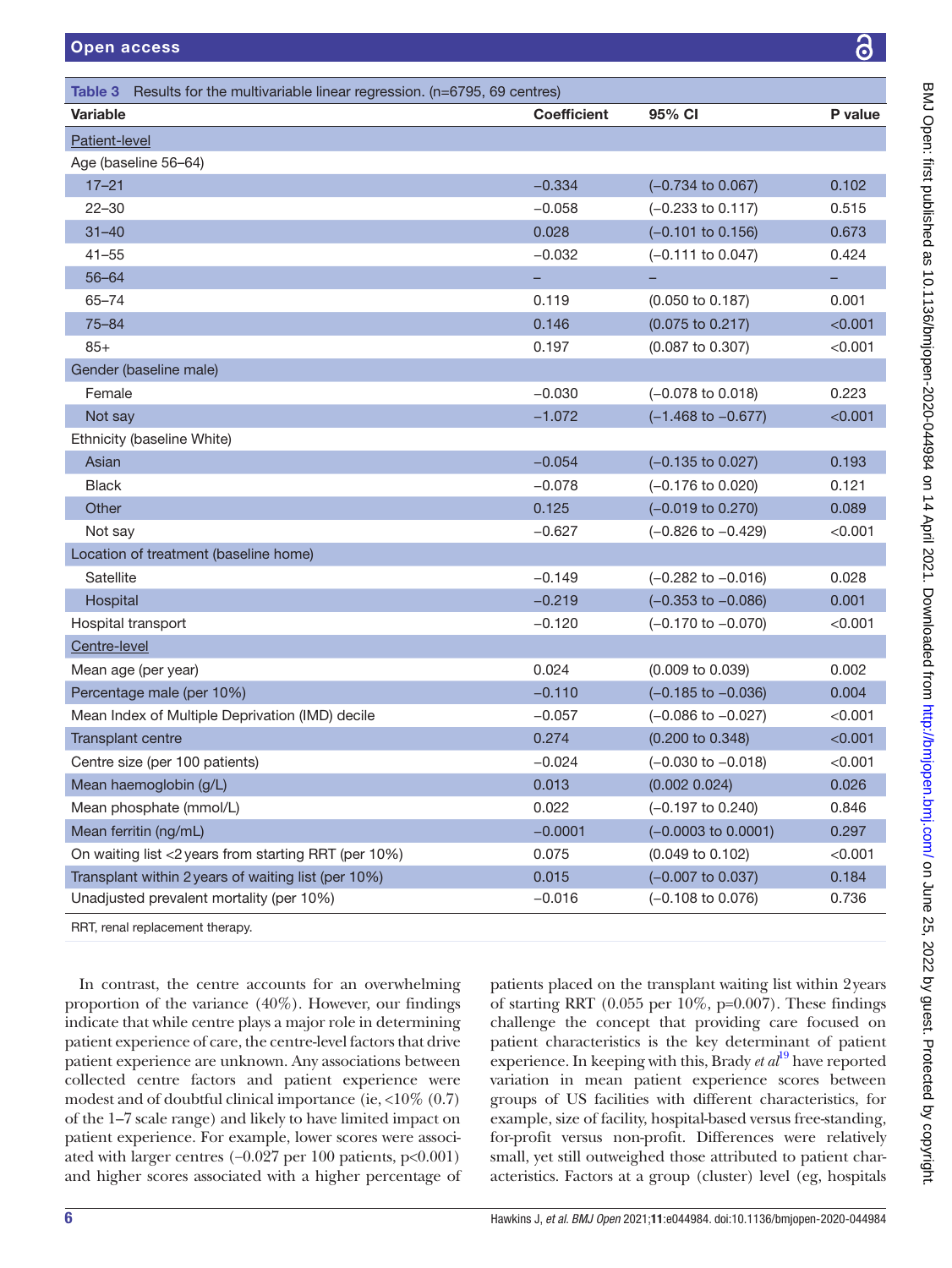**Table 3** Results for the multivariable linear regression. (n=6795, 69 centres)

| Variable | Coefficient | 95% CI | P value |
|---|---|---|---|
| Patient-level | | | |
| Age (baseline 56–64) | | | |
| 17–21 | −0.334 | (−0.734 to 0.067) | 0.102 |
| 22–30 | −0.058 | (−0.233 to 0.117) | 0.515 |
| 31–40 | 0.028 | (−0.101 to 0.156) | 0.673 |
| 41–55 | −0.032 | (−0.111 to 0.047) | 0.424 |
| 56–64 | – | – | – |
| 65–74 | 0.119 | (0.050 to 0.187) | 0.001 |
| 75–84 | 0.146 | (0.075 to 0.217) | <0.001 |
| 85+ | 0.197 | (0.087 to 0.307) | <0.001 |
| Gender (baseline male) | | | |
| Female | −0.030 | (−0.078 to 0.018) | 0.223 |
| Not say | −1.072 | (−1.468 to −0.677) | <0.001 |
| Ethnicity (baseline White) | | | |
| Asian | −0.054 | (−0.135 to 0.027) | 0.193 |
| Black | −0.078 | (−0.176 to 0.020) | 0.121 |
| Other | 0.125 | (−0.019 to 0.270) | 0.089 |
| Not say | −0.627 | (−0.826 to −0.429) | <0.001 |
| Location of treatment (baseline home) | | | |
| Satellite | −0.149 | (−0.282 to −0.016) | 0.028 |
| Hospital | −0.219 | (−0.353 to −0.086) | 0.001 |
| Hospital transport | −0.120 | (−0.170 to −0.070) | <0.001 |
| Centre-level | | | |
| Mean age (per year) | 0.024 | (0.009 to 0.039) | 0.002 |
| Percentage male (per 10%) | −0.110 | (−0.185 to −0.036) | 0.004 |
| Mean Index of Multiple Deprivation (IMD) decile | −0.057 | (−0.086 to −0.027) | <0.001 |
| Transplant centre | 0.274 | (0.200 to 0.348) | <0.001 |
| Centre size (per 100 patients) | −0.024 | (−0.030 to −0.018) | <0.001 |
| Mean haemoglobin (g/L) | 0.013 | (0.002 0.024) | 0.026 |
| Mean phosphate (mmol/L) | 0.022 | (−0.197 to 0.240) | 0.846 |
| Mean ferritin (ng/mL) | −0.0001 | (−0.0003 to 0.0001) | 0.297 |
| On waiting list <2 years from starting RRT (per 10%) | 0.075 | (0.049 to 0.102) | <0.001 |
| Transplant within 2 years of waiting list (per 10%) | 0.015 | (−0.007 to 0.037) | 0.184 |
| Unadjusted prevalent mortality (per 10%) | −0.016 | (−0.108 to 0.076) | 0.736 |

RRT, renal replacement therapy.

In contrast, the centre accounts for an overwhelming proportion of the variance (40%). However, our findings indicate that while centre plays a major role in determining patient experience of care, the centre-level factors that drive patient experience are unknown. Any associations between collected centre factors and patient experience were modest and of doubtful clinical importance (ie, <10% (0.7) of the 1–7 scale range) and likely to have limited impact on patient experience. For example, lower scores were associated with larger centres (−0.027 per 100 patients, p<0.001) and higher scores associated with a higher percentage of patients placed on the transplant waiting list within 2 years of starting RRT (0.055 per 10%, p=0.007). These findings challenge the concept that providing care focused on patient characteristics is the key determinant of patient experience. In keeping with this, Brady *et al*[19] have reported variation in mean patient experience scores between groups of US facilities with different characteristics, for example, size of facility, hospital-based versus free-standing, for-profit versus non-profit. Differences were relatively small, yet still outweighed those attributed to patient characteristics. Factors at a group (cluster) level (eg, hospitals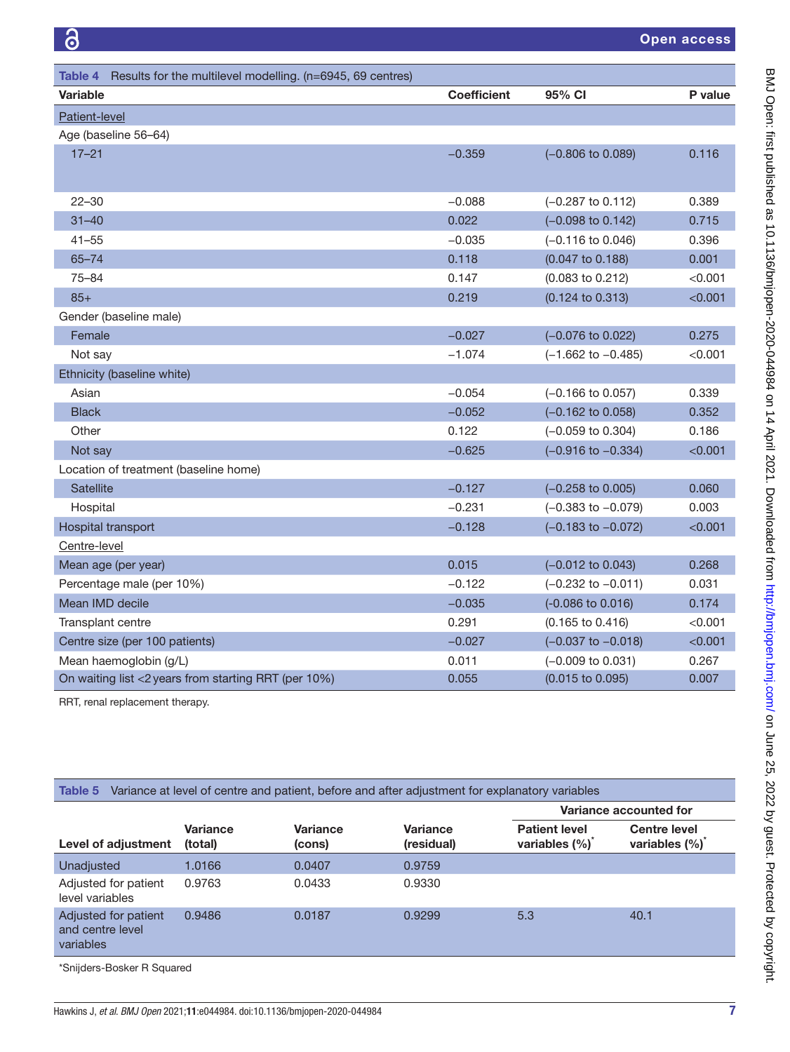**Table 4** Results for the multilevel modelling. (n=6945, 69 centres)

| Variable | Coefficient | 95% CI | P value |
|---|---|---|---|
| Patient-level | | | |
| Age (baseline 56–64) | | | |
| 17–21 | −0.359 | (−0.806 to 0.089) | 0.116 |
| 22–30 | −0.088 | (−0.287 to 0.112) | 0.389 |
| 31–40 | 0.022 | (−0.098 to 0.142) | 0.715 |
| 41–55 | −0.035 | (−0.116 to 0.046) | 0.396 |
| 65–74 | 0.118 | (0.047 to 0.188) | 0.001 |
| 75–84 | 0.147 | (0.083 to 0.212) | <0.001 |
| 85+ | 0.219 | (0.124 to 0.313) | <0.001 |
| Gender (baseline male) | | | |
| Female | −0.027 | (−0.076 to 0.022) | 0.275 |
| Not say | −1.074 | (−1.662 to −0.485) | <0.001 |
| Ethnicity (baseline white) | | | |
| Asian | −0.054 | (−0.166 to 0.057) | 0.339 |
| Black | −0.052 | (−0.162 to 0.058) | 0.352 |
| Other | 0.122 | (−0.059 to 0.304) | 0.186 |
| Not say | −0.625 | (−0.916 to −0.334) | <0.001 |
| Location of treatment (baseline home) | | | |
| Satellite | −0.127 | (−0.258 to 0.005) | 0.060 |
| Hospital | −0.231 | (−0.383 to −0.079) | 0.003 |
| Hospital transport | −0.128 | (−0.183 to −0.072) | <0.001 |
| Centre-level | | | |
| Mean age (per year) | 0.015 | (−0.012 to 0.043) | 0.268 |
| Percentage male (per 10%) | −0.122 | (−0.232 to −0.011) | 0.031 |
| Mean IMD decile | −0.035 | (-0.086 to 0.016) | 0.174 |
| Transplant centre | 0.291 | (0.165 to 0.416) | <0.001 |
| Centre size (per 100 patients) | −0.027 | (−0.037 to −0.018) | <0.001 |
| Mean haemoglobin (g/L) | 0.011 | (−0.009 to 0.031) | 0.267 |
| On waiting list <2 years from starting RRT (per 10%) | 0.055 | (0.015 to 0.095) | 0.007 |

RRT, renal replacement therapy.

**Table 5** Variance at level of centre and patient, before and after adjustment for explanatory variables

| Level of adjustment | Variance (total) | Variance (cons) | Variance (residual) | Variance accounted for: Patient level variables (%)* | Variance accounted for: Centre level variables (%)* |
|---|---|---|---|---|---|
| Unadjusted | 1.0166 | 0.0407 | 0.9759 | | |
| Adjusted for patient level variables | 0.9763 | 0.0433 | 0.9330 | | |
| Adjusted for patient and centre level variables | 0.9486 | 0.0187 | 0.9299 | 5.3 | 40.1 |

*Snijders-Bosker R Squared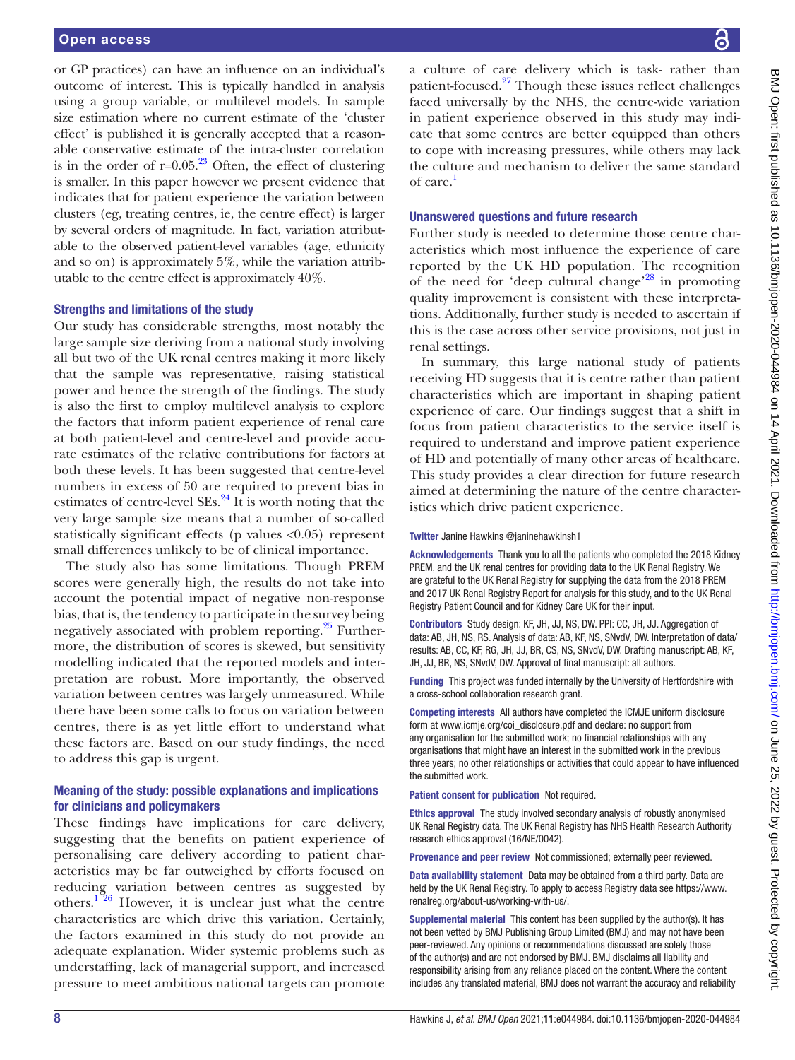or GP practices) can have an influence on an individual's outcome of interest. This is typically handled in analysis using a group variable, or multilevel models. In sample size estimation where no current estimate of the 'cluster effect' is published it is generally accepted that a reasonable conservative estimate of the intra-cluster correlation is in the order of r=0.05.[23] Often, the effect of clustering is smaller. In this paper however we present evidence that indicates that for patient experience the variation between clusters (eg, treating centres, ie, the centre effect) is larger by several orders of magnitude. In fact, variation attributable to the observed patient-level variables (age, ethnicity and so on) is approximately 5%, while the variation attributable to the centre effect is approximately 40%.

### Strengths and limitations of the study

Our study has considerable strengths, most notably the large sample size deriving from a national study involving all but two of the UK renal centres making it more likely that the sample was representative, raising statistical power and hence the strength of the findings. The study is also the first to employ multilevel analysis to explore the factors that inform patient experience of renal care at both patient-level and centre-level and provide accurate estimates of the relative contributions for factors at both these levels. It has been suggested that centre-level numbers in excess of 50 are required to prevent bias in estimates of centre-level SEs.[24] It is worth noting that the very large sample size means that a number of so-called statistically significant effects (p values <0.05) represent small differences unlikely to be of clinical importance.

The study also has some limitations. Though PREM scores were generally high, the results do not take into account the potential impact of negative non-response bias, that is, the tendency to participate in the survey being negatively associated with problem reporting.[25] Furthermore, the distribution of scores is skewed, but sensitivity modelling indicated that the reported models and interpretation are robust. More importantly, the observed variation between centres was largely unmeasured. While there have been some calls to focus on variation between centres, there is as yet little effort to understand what these factors are. Based on our study findings, the need to address this gap is urgent.

### Meaning of the study: possible explanations and implications for clinicians and policymakers

These findings have implications for care delivery, suggesting that the benefits on patient experience of personalising care delivery according to patient characteristics may be far outweighed by efforts focused on reducing variation between centres as suggested by others.[1,26] However, it is unclear just what the centre characteristics are which drive this variation. Certainly, the factors examined in this study do not provide an adequate explanation. Wider systemic problems such as understaffing, lack of managerial support, and increased pressure to meet ambitious national targets can promote a culture of care delivery which is task- rather than patient-focused.[27] Though these issues reflect challenges faced universally by the NHS, the centre-wide variation in patient experience observed in this study may indicate that some centres are better equipped than others to cope with increasing pressures, while others may lack the culture and mechanism to deliver the same standard of care.[1]

### Unanswered questions and future research

Further study is needed to determine those centre characteristics which most influence the experience of care reported by the UK HD population. The recognition of the need for 'deep cultural change'[28] in promoting quality improvement is consistent with these interpretations. Additionally, further study is needed to ascertain if this is the case across other service provisions, not just in renal settings.

In summary, this large national study of patients receiving HD suggests that it is centre rather than patient characteristics which are important in shaping patient experience of care. Our findings suggest that a shift in focus from patient characteristics to the service itself is required to understand and improve patient experience of HD and potentially of many other areas of healthcare. This study provides a clear direction for future research aimed at determining the nature of the centre characteristics which drive patient experience.

**Twitter** Janine Hawkins @janinehawkinsh1

**Acknowledgements** Thank you to all the patients who completed the 2018 Kidney PREM, and the UK renal centres for providing data to the UK Renal Registry. We are grateful to the UK Renal Registry for supplying the data from the 2018 PREM and 2017 UK Renal Registry Report for analysis for this study, and to the UK Renal Registry Patient Council and for Kidney Care UK for their input.

**Contributors** Study design: KF, JH, JJ, NS, DW. PPI: CC, JH, JJ. Aggregation of data: AB, JH, NS, RS. Analysis of data: AB, KF, NS, SNvdV, DW. Interpretation of data/results: AB, CC, KF, RG, JH, JJ, BR, CS, NS, SNvdV, DW. Drafting manuscript: AB, KF, JH, JJ, BR, NS, SNvdV, DW. Approval of final manuscript: all authors.

**Funding** This project was funded internally by the University of Hertfordshire with a cross-school collaboration research grant.

**Competing interests** All authors have completed the ICMJE uniform disclosure form at www.icmje.org/coi_disclosure.pdf and declare: no support from any organisation for the submitted work; no financial relationships with any organisations that might have an interest in the submitted work in the previous three years; no other relationships or activities that could appear to have influenced the submitted work.

**Patient consent for publication** Not required.

**Ethics approval** The study involved secondary analysis of robustly anonymised UK Renal Registry data. The UK Renal Registry has NHS Health Research Authority research ethics approval (16/NE/0042).

**Provenance and peer review** Not commissioned; externally peer reviewed.

**Data availability statement** Data may be obtained from a third party. Data are held by the UK Renal Registry. To apply to access Registry data see https://www.renalreg.org/about-us/working-with-us/.

**Supplemental material** This content has been supplied by the author(s). It has not been vetted by BMJ Publishing Group Limited (BMJ) and may not have been peer-reviewed. Any opinions or recommendations discussed are solely those of the author(s) and are not endorsed by BMJ. BMJ disclaims all liability and responsibility arising from any reliance placed on the content. Where the content includes any translated material, BMJ does not warrant the accuracy and reliability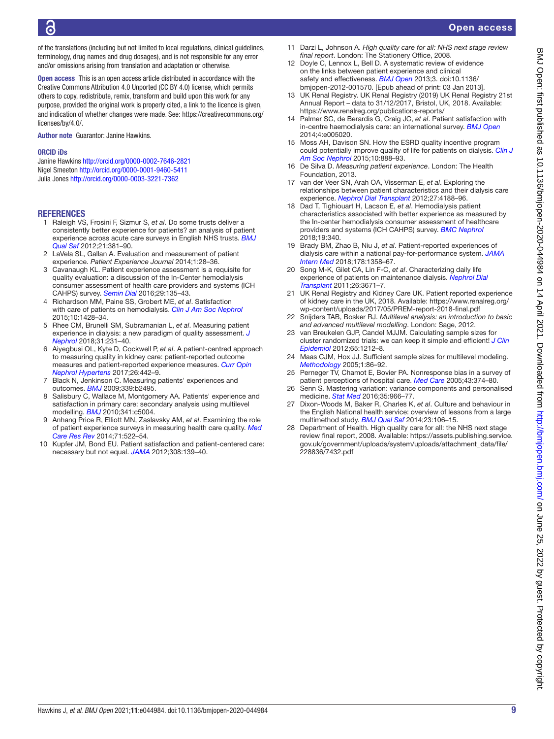of the translations (including but not limited to local regulations, clinical guidelines, terminology, drug names and drug dosages), and is not responsible for any error and/or omissions arising from translation and adaptation or otherwise.

**Open access** This is an open access article distributed in accordance with the Creative Commons Attribution 4.0 Unported (CC BY 4.0) license, which permits others to copy, redistribute, remix, transform and build upon this work for any purpose, provided the original work is properly cited, a link to the licence is given, and indication of whether changes were made. See: https://creativecommons.org/licenses/by/4.0/.

**Author note** Guarantor: Janine Hawkins.

**ORCID iDs**

Janine Hawkins http://orcid.org/0000-0002-7646-2821
Nigel Smeeton http://orcid.org/0000-0001-9460-5411
Julia Jones http://orcid.org/0000-0003-3221-7362

## REFERENCES

1. Raleigh VS, Frosini F, Sizmur S, *et al*. Do some trusts deliver a consistently better experience for patients? an analysis of patient experience across acute care surveys in English NHS trusts. *BMJ Qual Saf* 2012;21:381–90.
2. LaVela SL, Gallan A. Evaluation and measurement of patient experience. *Patient Experience Journal* 2014;1:28–36.
3. Cavanaugh KL. Patient experience assessment is a requisite for quality evaluation: a discussion of the In-Center hemodialysis consumer assessment of health care providers and systems (ICH CAHPS) survey. *Semin Dial* 2016;29:135–43.
4. Richardson MM, Paine SS, Grobert ME, *et al*. Satisfaction with care of patients on hemodialysis. *Clin J Am Soc Nephrol* 2015;10:1428–34.
5. Rhee CM, Brunelli SM, Subramanian L, *et al*. Measuring patient experience in dialysis: a new paradigm of quality assessment. *J Nephrol* 2018;31:231–40.
6. Aiyegbusi OL, Kyte D, Cockwell P, *et al*. A patient-centred approach to measuring quality in kidney care: patient-reported outcome measures and patient-reported experience measures. *Curr Opin Nephrol Hypertens* 2017;26:442–9.
7. Black N, Jenkinson C. Measuring patients' experiences and outcomes. *BMJ* 2009;339:b2495.
8. Salisbury C, Wallace M, Montgomery AA. Patients' experience and satisfaction in primary care: secondary analysis using multilevel modelling. *BMJ* 2010;341:c5004.
9. Anhang Price R, Elliott MN, Zaslavsky AM, *et al*. Examining the role of patient experience surveys in measuring health care quality. *Med Care Res Rev* 2014;71:522–54.
10. Kupfer JM, Bond EU. Patient satisfaction and patient-centered care: necessary but not equal. *JAMA* 2012;308:139–40.
11. Darzi L, Johnson A. *High quality care for all: NHS next stage review final report*. London: The Stationery Office, 2008.
12. Doyle C, Lennox L, Bell D. A systematic review of evidence on the links between patient experience and clinical safety and effectiveness. *BMJ Open* 2013;3. doi:10.1136/bmjopen-2012-001570. [Epub ahead of print: 03 Jan 2013].
13. UK Renal Registry. UK Renal Registry (2019) UK Renal Registry 21st Annual Report – data to 31/12/2017, Bristol, UK, 2018. Available: https://www.renalreg.org/publications-reports/
14. Palmer SC, de Berardis G, Craig JC, *et al*. Patient satisfaction with in-centre haemodialysis care: an international survey. *BMJ Open* 2014;4:e005020.
15. Moss AH, Davison SN. How the ESRD quality incentive program could potentially improve quality of life for patients on dialysis. *Clin J Am Soc Nephrol* 2015;10:888–93.
16. De Silva D. *Measuring patient experience*. London: The Health Foundation, 2013.
17. van der Veer SN, Arah OA, Visserman E, *et al*. Exploring the relationships between patient characteristics and their dialysis care experience. *Nephrol Dial Transplant* 2012;27:4188–96.
18. Dad T, Tighiouart H, Lacson E, *et al*. Hemodialysis patient characteristics associated with better experience as measured by the In-center hemodialysis consumer assessment of healthcare providers and systems (ICH CAHPS) survey. *BMC Nephrol* 2018;19:340.
19. Brady BM, Zhao B, Niu J, *et al*. Patient-reported experiences of dialysis care within a national pay-for-performance system. *JAMA Intern Med* 2018;178:1358–67.
20. Song M-K, Gilet CA, Lin F-C, *et al*. Characterizing daily life experience of patients on maintenance dialysis. *Nephrol Dial Transplant* 2011;26:3671–7.
21. UK Renal Registry and Kidney Care UK. Patient reported experience of kidney care in the UK, 2018. Available: https://www.renalreg.org/wp-content/uploads/2017/05/PREM-report-2018-final.pdf
22. Snijders TAB, Bosker RJ. *Multilevel analysis: an introduction to basic and advanced multilevel modelling*. London: Sage, 2012.
23. van Breukelen GJP, Candel MJJM. Calculating sample sizes for cluster randomized trials: we can keep it simple and efficient! *J Clin Epidemiol* 2012;65:1212–8.
24. Maas CJM, Hox JJ. Sufficient sample sizes for multilevel modeling. *Methodology* 2005;1:86–92.
25. Perneger TV, Chamot E, Bovier PA. Nonresponse bias in a survey of patient perceptions of hospital care. *Med Care* 2005;43:374–80.
26. Senn S. Mastering variation: variance components and personalised medicine. *Stat Med* 2016;35:966–77.
27. Dixon-Woods M, Baker R, Charles K, *et al*. Culture and behaviour in the English National health service: overview of lessons from a large multimethod study. *BMJ Qual Saf* 2014;23:106–15.
28. Department of Health. High quality care for all: the NHS next stage review final report, 2008. Available: https://assets.publishing.service.gov.uk/government/uploads/system/uploads/attachment_data/file/228836/7432.pdf